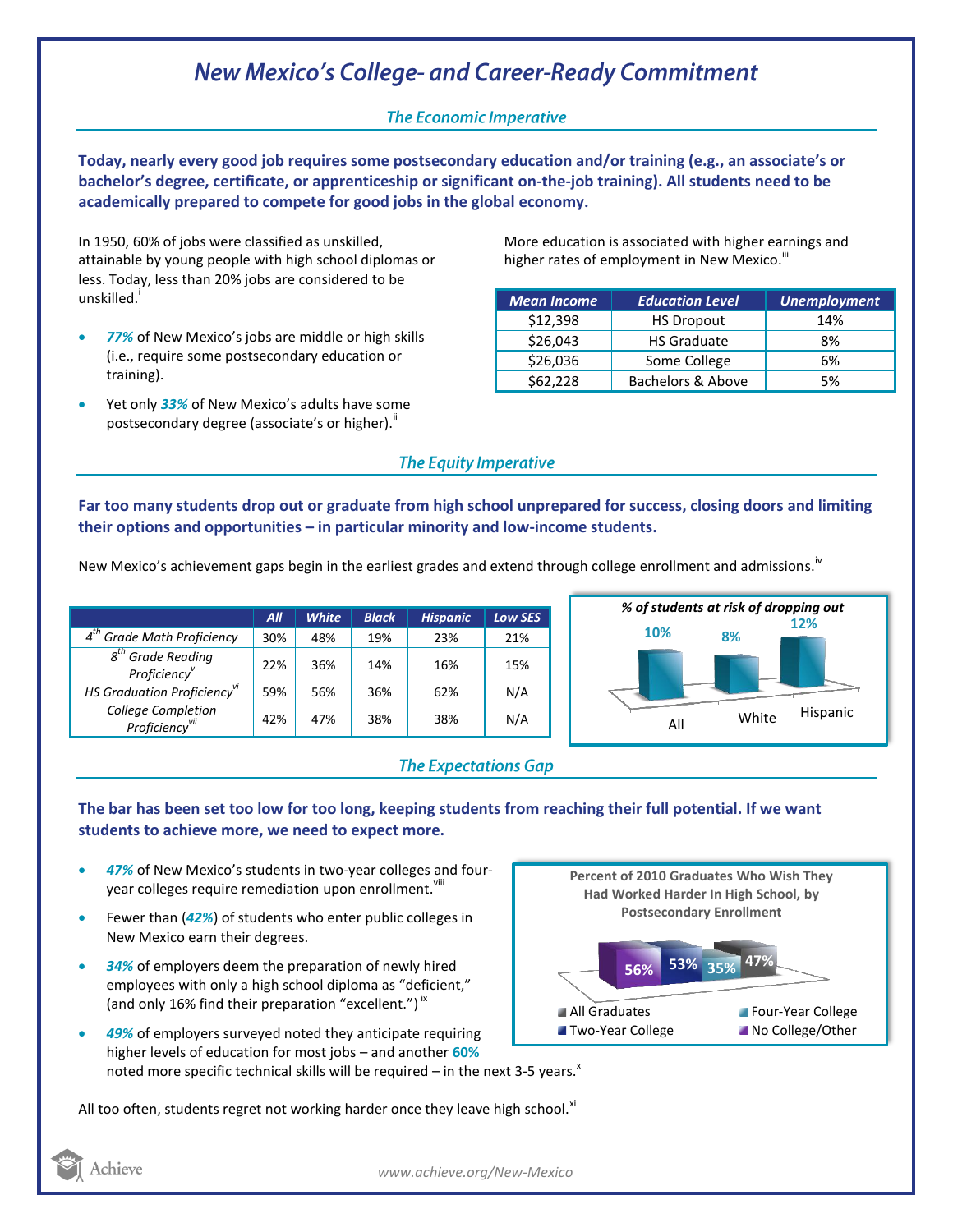# New Mexico's College- and Career-Ready Commitment

## The Economic Imperative

**Today, nearly every good job requires some postsecondary education and/or training (e.g., an associate's or bachelor's degree, certificate, or apprenticeship or significant on-the-job training). All students need to be academically prepared to compete for good jobs in the global economy.**

In 1950, 60% of jobs were classified as unskilled, attainable by young people with high school diplomas or less. Today, less than 20% jobs are considered to be unskilled.[i]

- ***77%*** of New Mexico's jobs are middle or high skills (i.e., require some postsecondary education or training).
- Yet only ***33%*** of New Mexico's adults have some postsecondary degree (associate's or higher).[ii]

More education is associated with higher earnings and higher rates of employment in New Mexico.[iii]

| Mean Income | Education Level | Unemployment |
|---|---|---|
| $12,398 | HS Dropout | 14% |
| $26,043 | HS Graduate | 8% |
| $26,036 | Some College | 6% |
| $62,228 | Bachelors & Above | 5% |

## The Equity Imperative

**Far too many students drop out or graduate from high school unprepared for success, closing doors and limiting their options and opportunities – in particular minority and low-income students.**

New Mexico's achievement gaps begin in the earliest grades and extend through college enrollment and admissions.[iv]

| | All | White | Black | Hispanic | Low SES |
|---|---|---|---|---|---|
| 4th Grade Math Proficiency | 30% | 48% | 19% | 23% | 21% |
| 8th Grade Reading Proficiency[v] | 22% | 36% | 14% | 16% | 15% |
| HS Graduation Proficiency[vi] | 59% | 56% | 36% | 62% | N/A |
| College Completion Proficiency[vii] | 42% | 47% | 38% | 38% | N/A |

*% of students at risk of dropping out*

| All | White | Hispanic |
|---|---|---|
| 10% | 8% | 12% |

## The Expectations Gap

**The bar has been set too low for too long, keeping students from reaching their full potential. If we want students to achieve more, we need to expect more.**

- ***47%*** of New Mexico's students in two-year colleges and four-year colleges require remediation upon enrollment.[viii]
- Fewer than (***42%***) of students who enter public colleges in New Mexico earn their degrees.
- ***34%*** of employers deem the preparation of newly hired employees with only a high school diploma as "deficient," (and only 16% find their preparation "excellent.")[ix]
- ***49%*** of employers surveyed noted they anticipate requiring higher levels of education for most jobs – and another **60%** noted more specific technical skills will be required – in the next 3-5 years.[x]

**Percent of 2010 Graduates Who Wish They Had Worked Harder In High School, by Postsecondary Enrollment**

| All Graduates | Two-Year College | Four-Year College | No College/Other |
|---|---|---|---|
| 47% | 53% | 35% | 56% |

All too often, students regret not working harder once they leave high school.[xi]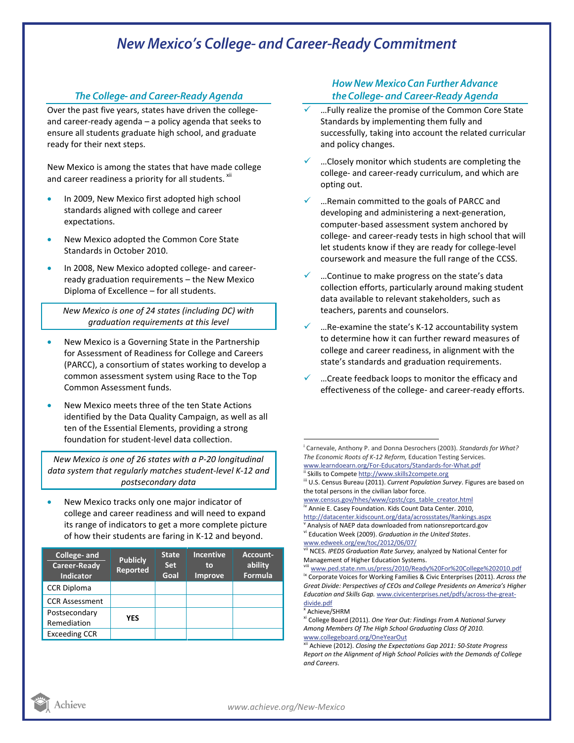# New Mexico's College- and Career-Ready Commitment

## The College- and Career-Ready Agenda

Over the past five years, states have driven the college- and career-ready agenda – a policy agenda that seeks to ensure all students graduate high school, and graduate ready for their next steps.

New Mexico is among the states that have made college and career readiness a priority for all students. [xii]

- In 2009, New Mexico first adopted high school standards aligned with college and career expectations.
- New Mexico adopted the Common Core State Standards in October 2010.
- In 2008, New Mexico adopted college- and career-ready graduation requirements – the New Mexico Diploma of Excellence – for all students.

*New Mexico is one of 24 states (including DC) with graduation requirements at this level*

- New Mexico is a Governing State in the Partnership for Assessment of Readiness for College and Careers (PARCC), a consortium of states working to develop a common assessment system using Race to the Top Common Assessment funds.
- New Mexico meets three of the ten State Actions identified by the Data Quality Campaign, as well as all ten of the Essential Elements, providing a strong foundation for student-level data collection.

*New Mexico is one of 26 states with a P-20 longitudinal data system that regularly matches student-level K-12 and postsecondary data*

- New Mexico tracks only one major indicator of college and career readiness and will need to expand its range of indicators to get a more complete picture of how their students are faring in K-12 and beyond.

| College- and Career-Ready Indicator | Publicly Reported | State Set Goal | Incentive to Improve | Account-ability Formula |
|---|---|---|---|---|
| CCR Diploma | | | | |
| CCR Assessment | | | | |
| Postsecondary Remediation | YES | | | |
| Exceeding CCR | | | | |

## How New Mexico Can Further Advance the College- and Career-Ready Agenda

- ✓ …Fully realize the promise of the Common Core State Standards by implementing them fully and successfully, taking into account the related curricular and policy changes.
- ✓ …Closely monitor which students are completing the college- and career-ready curriculum, and which are opting out.
- ✓ …Remain committed to the goals of PARCC and developing and administering a next-generation, computer-based assessment system anchored by college- and career-ready tests in high school that will let students know if they are ready for college-level coursework and measure the full range of the CCSS.
- ✓ …Continue to make progress on the state's data collection efforts, particularly around making student data available to relevant stakeholders, such as teachers, parents and counselors.
- ✓ …Re-examine the state's K-12 accountability system to determine how it can further reward measures of college and career readiness, in alignment with the state's standards and graduation requirements.
- ✓ …Create feedback loops to monitor the efficacy and effectiveness of the college- and career-ready efforts.

---

[i] Carnevale, Anthony P. and Donna Desrochers (2003). *Standards for What? The Economic Roots of K-12 Reform,* Education Testing Services. www.learndoearn.org/For-Educators/Standards-for-What.pdf

[ii] Skills to Compete http://www.skills2compete.org

[iii] U.S. Census Bureau (2011). *Current Population Survey*. Figures are based on the total persons in the civilian labor force. www.census.gov/hhes/www/cpstc/cps_table_creator.html

[iv] Annie E. Casey Foundation. Kids Count Data Center. 2010, http://datacenter.kidscount.org/data/acrossstates/Rankings.aspx

[v] Analysis of NAEP data downloaded from nationsreportcard.gov

[vi] Education Week (2009). *Graduation in the United States*. www.edweek.org/ew/toc/2012/06/07/

[vii] NCES. *IPEDS Graduation Rate Survey,* analyzed by National Center for Management of Higher Education Systems.

[viii] www.ped.state.nm.us/press/2010/Ready%20For%20College%202010.pdf

[ix] Corporate Voices for Working Families & Civic Enterprises (2011). *Across the Great Divide: Perspectives of CEOs and College Presidents on America's Higher Education and Skills Gap.* www.civicenterprises.net/pdfs/across-the-great-divide.pdf

[x] Achieve/SHRM

[xi] College Board (2011). *One Year Out: Findings From A National Survey Among Members Of The High School Graduating Class Of 2010.* www.collegeboard.org/OneYearOut

[xii] Achieve (2012). *Closing the Expectations Gap 2011: 50-State Progress Report on the Alignment of High School Policies with the Demands of College and Careers.*